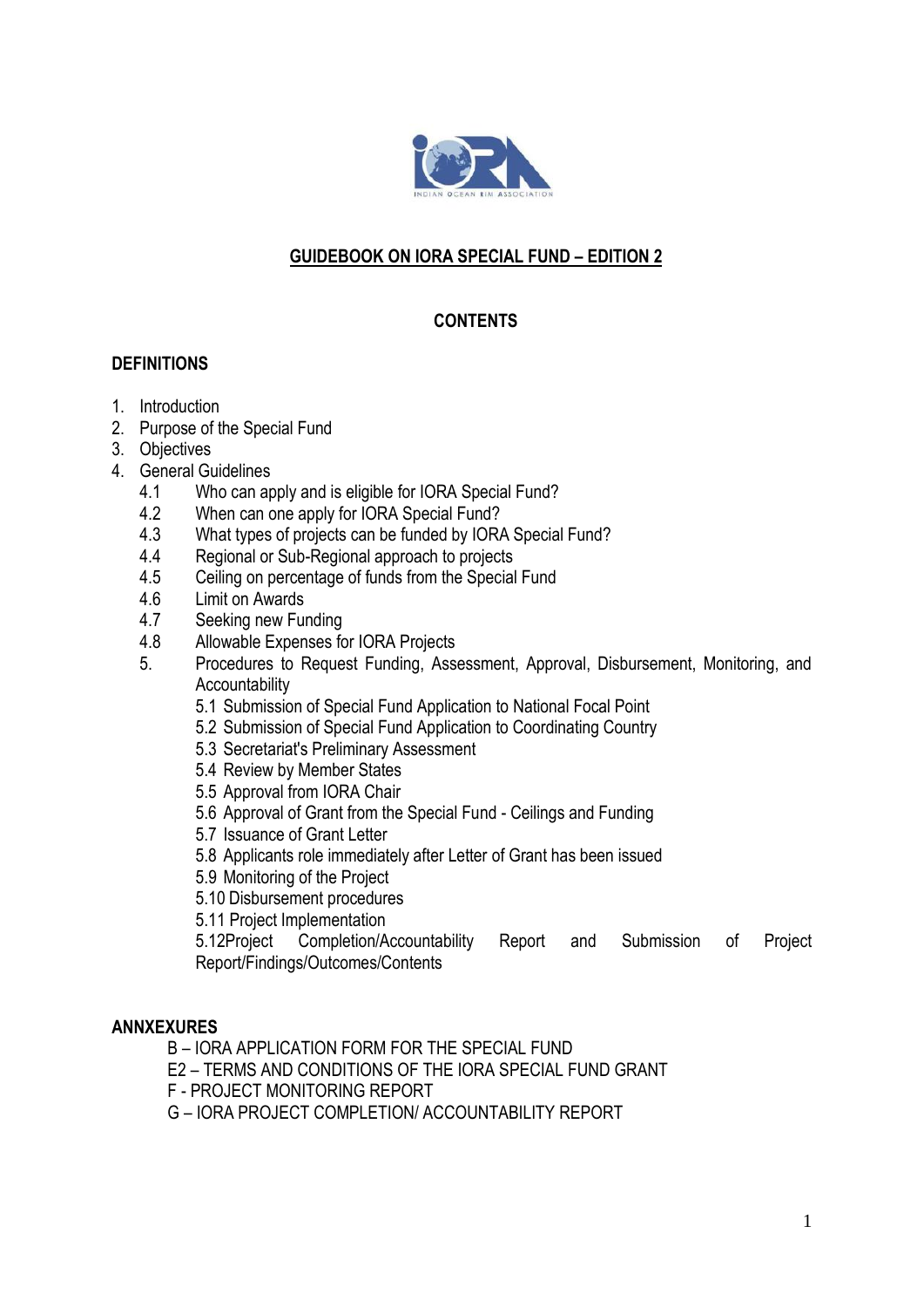# GUIDEBOOK ON IORA SPECIAL FUND – EDITION 2

## CONTENTS

**DEFINITIONS**

1. Introduction
2. Purpose of the Special Fund
3. Objectives
4. General Guidelines
   - 4.1 Who can apply and is eligible for IORA Special Fund?
   - 4.2 When can one apply for IORA Special Fund?
   - 4.3 What types of projects can be funded by IORA Special Fund?
   - 4.4 Regional or Sub-Regional approach to projects
   - 4.5 Ceiling on percentage of funds from the Special Fund
   - 4.6 Limit on Awards
   - 4.7 Seeking new Funding
   - 4.8 Allowable Expenses for IORA Projects
5. Procedures to Request Funding, Assessment, Approval, Disbursement, Monitoring, and Accountability
   - 5.1 Submission of Special Fund Application to National Focal Point
   - 5.2 Submission of Special Fund Application to Coordinating Country
   - 5.3 Secretariat's Preliminary Assessment
   - 5.4 Review by Member States
   - 5.5 Approval from IORA Chair
   - 5.6 Approval of Grant from the Special Fund - Ceilings and Funding
   - 5.7 Issuance of Grant Letter
   - 5.8 Applicants role immediately after Letter of Grant has been issued
   - 5.9 Monitoring of the Project
   - 5.10 Disbursement procedures
   - 5.11 Project Implementation
   - 5.12Project Completion/Accountability Report and Submission of Project Report/Findings/Outcomes/Contents

**ANNXEXURES**

- B – IORA APPLICATION FORM FOR THE SPECIAL FUND
- E2 – TERMS AND CONDITIONS OF THE IORA SPECIAL FUND GRANT
- F - PROJECT MONITORING REPORT
- G – IORA PROJECT COMPLETION/ ACCOUNTABILITY REPORT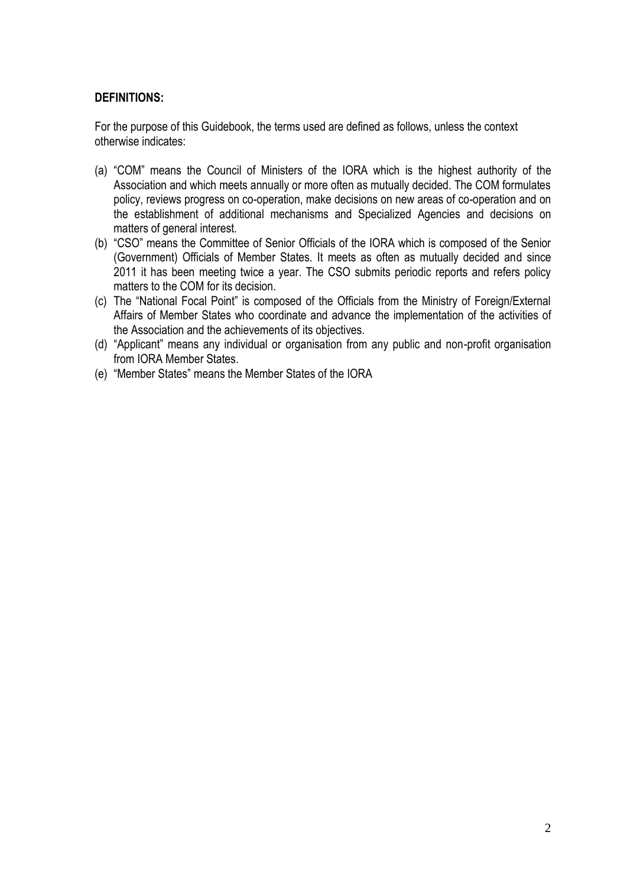**DEFINITIONS:**

For the purpose of this Guidebook, the terms used are defined as follows, unless the context otherwise indicates:

(a) “COM” means the Council of Ministers of the IORA which is the highest authority of the Association and which meets annually or more often as mutually decided. The COM formulates policy, reviews progress on co-operation, make decisions on new areas of co-operation and on the establishment of additional mechanisms and Specialized Agencies and decisions on matters of general interest.

(b) “CSO” means the Committee of Senior Officials of the IORA which is composed of the Senior (Government) Officials of Member States. It meets as often as mutually decided and since 2011 it has been meeting twice a year. The CSO submits periodic reports and refers policy matters to the COM for its decision.

(c) The “National Focal Point” is composed of the Officials from the Ministry of Foreign/External Affairs of Member States who coordinate and advance the implementation of the activities of the Association and the achievements of its objectives.

(d) “Applicant” means any individual or organisation from any public and non-profit organisation from IORA Member States.

(e) “Member States” means the Member States of the IORA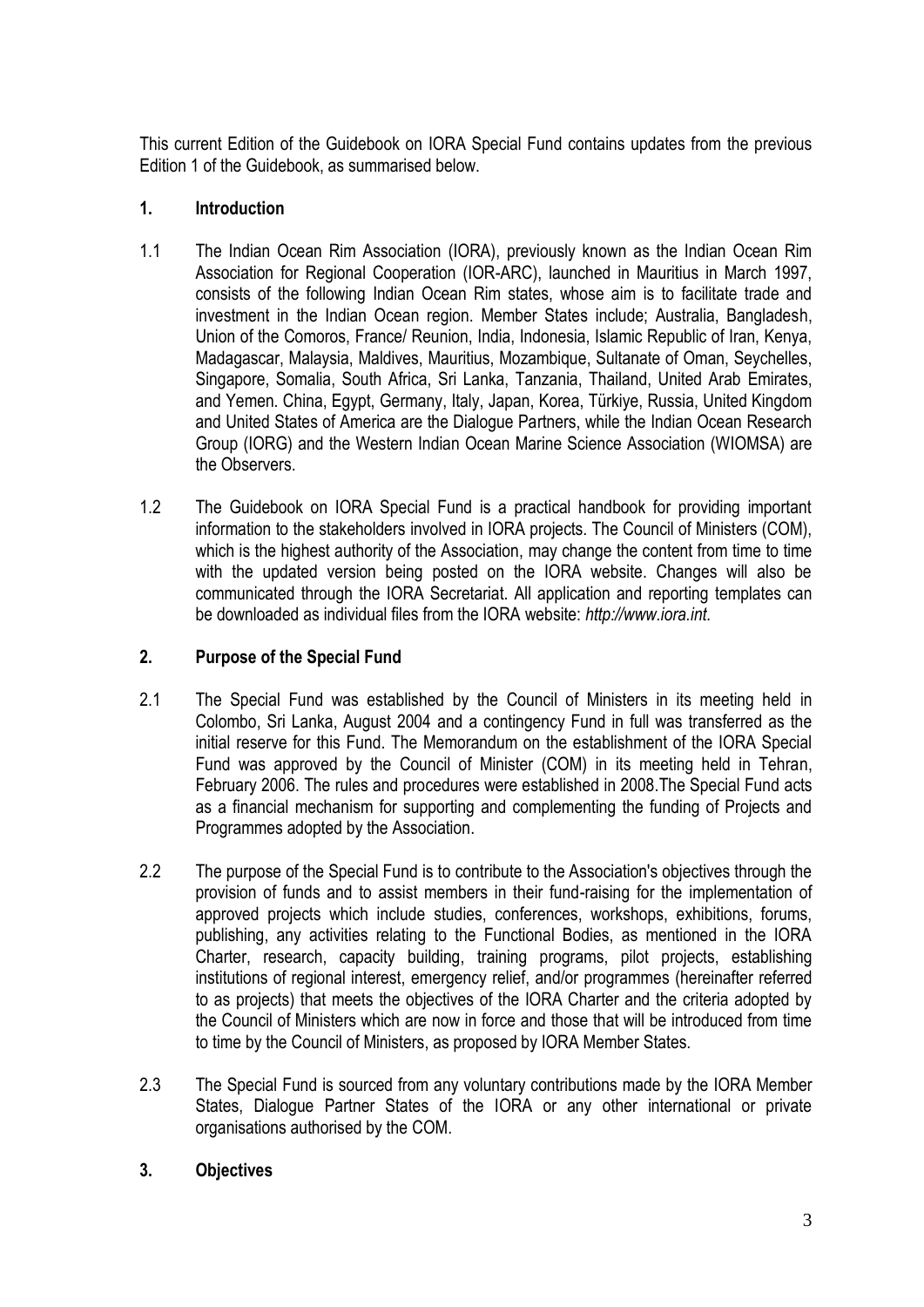This current Edition of the Guidebook on IORA Special Fund contains updates from the previous Edition 1 of the Guidebook, as summarised below.

## 1. Introduction

1.1 The Indian Ocean Rim Association (IORA), previously known as the Indian Ocean Rim Association for Regional Cooperation (IOR-ARC), launched in Mauritius in March 1997, consists of the following Indian Ocean Rim states, whose aim is to facilitate trade and investment in the Indian Ocean region. Member States include; Australia, Bangladesh, Union of the Comoros, France/ Reunion, India, Indonesia, Islamic Republic of Iran, Kenya, Madagascar, Malaysia, Maldives, Mauritius, Mozambique, Sultanate of Oman, Seychelles, Singapore, Somalia, South Africa, Sri Lanka, Tanzania, Thailand, United Arab Emirates, and Yemen. China, Egypt, Germany, Italy, Japan, Korea, Türkiye, Russia, United Kingdom and United States of America are the Dialogue Partners, while the Indian Ocean Research Group (IORG) and the Western Indian Ocean Marine Science Association (WIOMSA) are the Observers.

1.2 The Guidebook on IORA Special Fund is a practical handbook for providing important information to the stakeholders involved in IORA projects. The Council of Ministers (COM), which is the highest authority of the Association, may change the content from time to time with the updated version being posted on the IORA website. Changes will also be communicated through the IORA Secretariat. All application and reporting templates can be downloaded as individual files from the IORA website: *http://www.iora.int.*

## 2. Purpose of the Special Fund

2.1 The Special Fund was established by the Council of Ministers in its meeting held in Colombo, Sri Lanka, August 2004 and a contingency Fund in full was transferred as the initial reserve for this Fund. The Memorandum on the establishment of the IORA Special Fund was approved by the Council of Minister (COM) in its meeting held in Tehran, February 2006. The rules and procedures were established in 2008.The Special Fund acts as a financial mechanism for supporting and complementing the funding of Projects and Programmes adopted by the Association.

2.2 The purpose of the Special Fund is to contribute to the Association's objectives through the provision of funds and to assist members in their fund-raising for the implementation of approved projects which include studies, conferences, workshops, exhibitions, forums, publishing, any activities relating to the Functional Bodies, as mentioned in the IORA Charter, research, capacity building, training programs, pilot projects, establishing institutions of regional interest, emergency relief, and/or programmes (hereinafter referred to as projects) that meets the objectives of the IORA Charter and the criteria adopted by the Council of Ministers which are now in force and those that will be introduced from time to time by the Council of Ministers, as proposed by IORA Member States.

2.3 The Special Fund is sourced from any voluntary contributions made by the IORA Member States, Dialogue Partner States of the IORA or any other international or private organisations authorised by the COM.

## 3. Objectives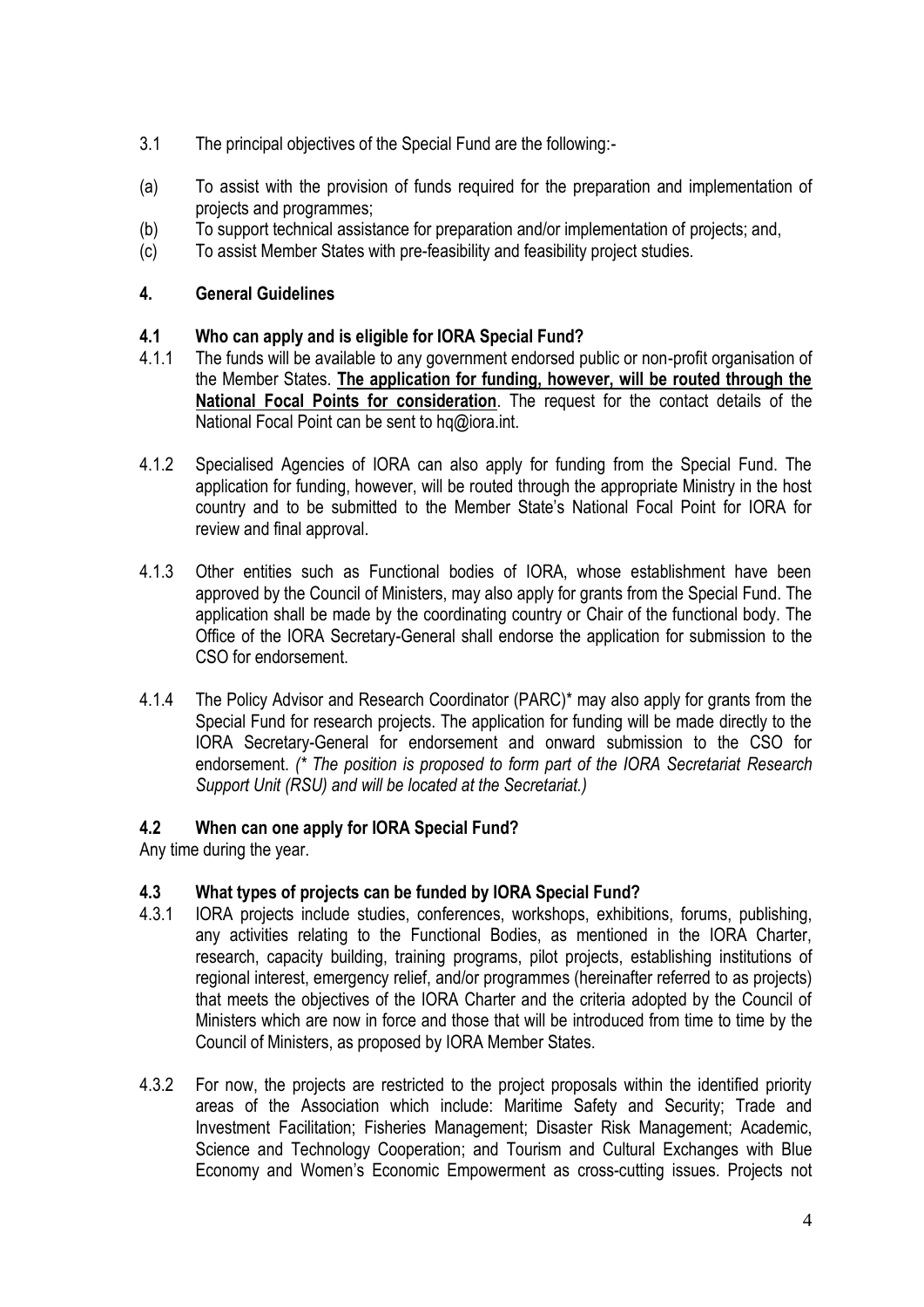3.1 The principal objectives of the Special Fund are the following:-

(a) To assist with the provision of funds required for the preparation and implementation of projects and programmes;

(b) To support technical assistance for preparation and/or implementation of projects; and,

(c) To assist Member States with pre-feasibility and feasibility project studies.

## 4. General Guidelines

### 4.1 Who can apply and is eligible for IORA Special Fund?

4.1.1 The funds will be available to any government endorsed public or non-profit organisation of the Member States. **The application for funding, however, will be routed through the National Focal Points for consideration**. The request for the contact details of the National Focal Point can be sent to hq@iora.int.

4.1.2 Specialised Agencies of IORA can also apply for funding from the Special Fund. The application for funding, however, will be routed through the appropriate Ministry in the host country and to be submitted to the Member State's National Focal Point for IORA for review and final approval.

4.1.3 Other entities such as Functional bodies of IORA, whose establishment have been approved by the Council of Ministers, may also apply for grants from the Special Fund. The application shall be made by the coordinating country or Chair of the functional body. The Office of the IORA Secretary-General shall endorse the application for submission to the CSO for endorsement.

4.1.4 The Policy Advisor and Research Coordinator (PARC)* may also apply for grants from the Special Fund for research projects. The application for funding will be made directly to the IORA Secretary-General for endorsement and onward submission to the CSO for endorsement. *(* The position is proposed to form part of the IORA Secretariat Research Support Unit (RSU) and will be located at the Secretariat.)*

### 4.2 When can one apply for IORA Special Fund?

Any time during the year.

### 4.3 What types of projects can be funded by IORA Special Fund?

4.3.1 IORA projects include studies, conferences, workshops, exhibitions, forums, publishing, any activities relating to the Functional Bodies, as mentioned in the IORA Charter, research, capacity building, training programs, pilot projects, establishing institutions of regional interest, emergency relief, and/or programmes (hereinafter referred to as projects) that meets the objectives of the IORA Charter and the criteria adopted by the Council of Ministers which are now in force and those that will be introduced from time to time by the Council of Ministers, as proposed by IORA Member States.

4.3.2 For now, the projects are restricted to the project proposals within the identified priority areas of the Association which include: Maritime Safety and Security; Trade and Investment Facilitation; Fisheries Management; Disaster Risk Management; Academic, Science and Technology Cooperation; and Tourism and Cultural Exchanges with Blue Economy and Women's Economic Empowerment as cross-cutting issues. Projects not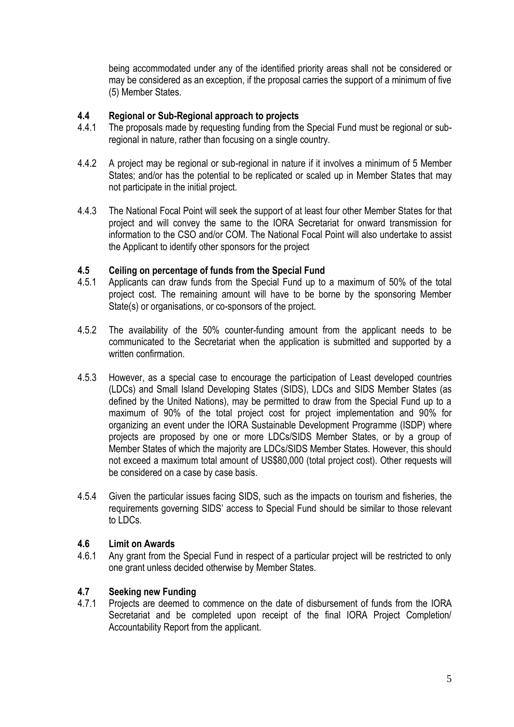being accommodated under any of the identified priority areas shall not be considered or may be considered as an exception, if the proposal carries the support of a minimum of five (5) Member States.

### 4.4 Regional or Sub-Regional approach to projects

4.4.1 The proposals made by requesting funding from the Special Fund must be regional or sub-regional in nature, rather than focusing on a single country.

4.4.2 A project may be regional or sub-regional in nature if it involves a minimum of 5 Member States; and/or has the potential to be replicated or scaled up in Member States that may not participate in the initial project.

4.4.3 The National Focal Point will seek the support of at least four other Member States for that project and will convey the same to the IORA Secretariat for onward transmission for information to the CSO and/or COM. The National Focal Point will also undertake to assist the Applicant to identify other sponsors for the project

### 4.5 Ceiling on percentage of funds from the Special Fund

4.5.1 Applicants can draw funds from the Special Fund up to a maximum of 50% of the total project cost. The remaining amount will have to be borne by the sponsoring Member State(s) or organisations, or co-sponsors of the project.

4.5.2 The availability of the 50% counter-funding amount from the applicant needs to be communicated to the Secretariat when the application is submitted and supported by a written confirmation.

4.5.3 However, as a special case to encourage the participation of Least developed countries (LDCs) and Small Island Developing States (SIDS), LDCs and SIDS Member States (as defined by the United Nations), may be permitted to draw from the Special Fund up to a maximum of 90% of the total project cost for project implementation and 90% for organizing an event under the IORA Sustainable Development Programme (ISDP) where projects are proposed by one or more LDCs/SIDS Member States, or by a group of Member States of which the majority are LDCs/SIDS Member States. However, this should not exceed a maximum total amount of US$80,000 (total project cost). Other requests will be considered on a case by case basis.

4.5.4 Given the particular issues facing SIDS, such as the impacts on tourism and fisheries, the requirements governing SIDS' access to Special Fund should be similar to those relevant to LDCs.

### 4.6 Limit on Awards

4.6.1 Any grant from the Special Fund in respect of a particular project will be restricted to only one grant unless decided otherwise by Member States.

### 4.7 Seeking new Funding

4.7.1 Projects are deemed to commence on the date of disbursement of funds from the IORA Secretariat and be completed upon receipt of the final IORA Project Completion/ Accountability Report from the applicant.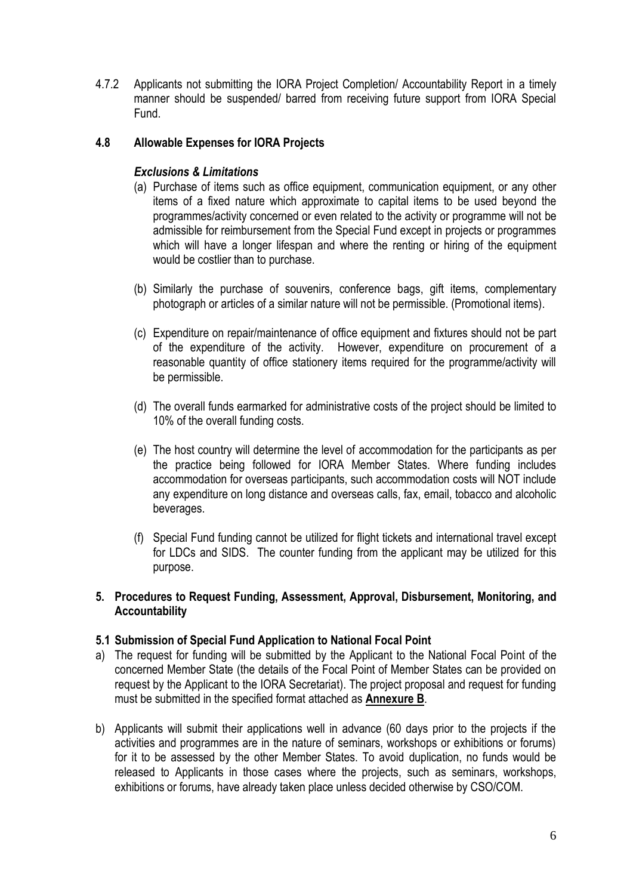4.7.2 Applicants not submitting the IORA Project Completion/ Accountability Report in a timely manner should be suspended/ barred from receiving future support from IORA Special Fund.

### 4.8 Allowable Expenses for IORA Projects

***Exclusions & Limitations***

(a) Purchase of items such as office equipment, communication equipment, or any other items of a fixed nature which approximate to capital items to be used beyond the programmes/activity concerned or even related to the activity or programme will not be admissible for reimbursement from the Special Fund except in projects or programmes which will have a longer lifespan and where the renting or hiring of the equipment would be costlier than to purchase.

(b) Similarly the purchase of souvenirs, conference bags, gift items, complementary photograph or articles of a similar nature will not be permissible. (Promotional items).

(c) Expenditure on repair/maintenance of office equipment and fixtures should not be part of the expenditure of the activity. However, expenditure on procurement of a reasonable quantity of office stationery items required for the programme/activity will be permissible.

(d) The overall funds earmarked for administrative costs of the project should be limited to 10% of the overall funding costs.

(e) The host country will determine the level of accommodation for the participants as per the practice being followed for IORA Member States. Where funding includes accommodation for overseas participants, such accommodation costs will NOT include any expenditure on long distance and overseas calls, fax, email, tobacco and alcoholic beverages.

(f) Special Fund funding cannot be utilized for flight tickets and international travel except for LDCs and SIDS. The counter funding from the applicant may be utilized for this purpose.

## 5. Procedures to Request Funding, Assessment, Approval, Disbursement, Monitoring, and Accountability

### 5.1 Submission of Special Fund Application to National Focal Point

a) The request for funding will be submitted by the Applicant to the National Focal Point of the concerned Member State (the details of the Focal Point of Member States can be provided on request by the Applicant to the IORA Secretariat). The project proposal and request for funding must be submitted in the specified format attached as **Annexure B**.

b) Applicants will submit their applications well in advance (60 days prior to the projects if the activities and programmes are in the nature of seminars, workshops or exhibitions or forums) for it to be assessed by the other Member States. To avoid duplication, no funds would be released to Applicants in those cases where the projects, such as seminars, workshops, exhibitions or forums, have already taken place unless decided otherwise by CSO/COM.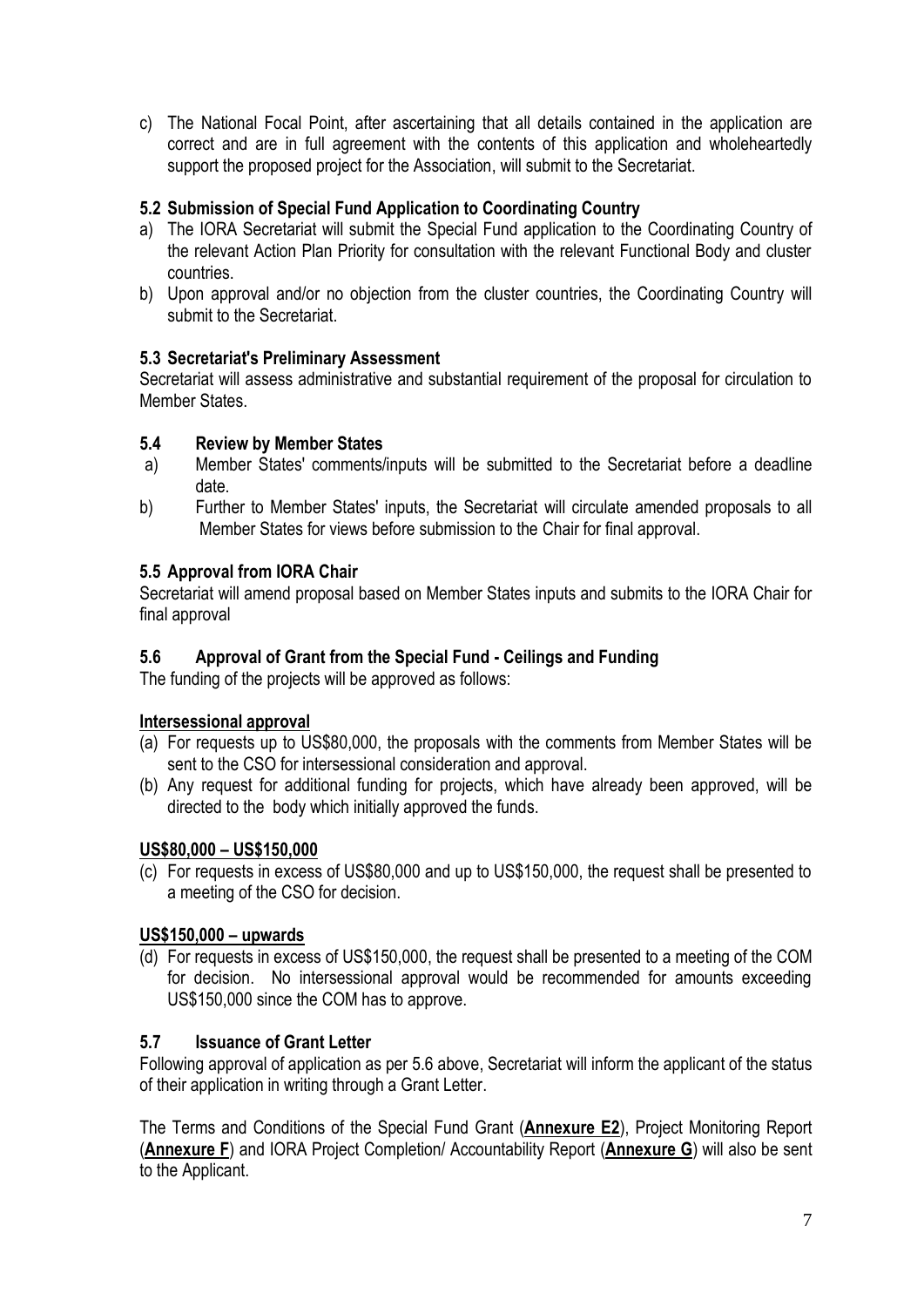c) The National Focal Point, after ascertaining that all details contained in the application are correct and are in full agreement with the contents of this application and wholeheartedly support the proposed project for the Association, will submit to the Secretariat.

### 5.2 Submission of Special Fund Application to Coordinating Country

a) The IORA Secretariat will submit the Special Fund application to the Coordinating Country of the relevant Action Plan Priority for consultation with the relevant Functional Body and cluster countries.
b) Upon approval and/or no objection from the cluster countries, the Coordinating Country will submit to the Secretariat.

### 5.3 Secretariat's Preliminary Assessment

Secretariat will assess administrative and substantial requirement of the proposal for circulation to Member States.

### 5.4 Review by Member States

a) Member States' comments/inputs will be submitted to the Secretariat before a deadline date.
b) Further to Member States' inputs, the Secretariat will circulate amended proposals to all Member States for views before submission to the Chair for final approval.

### 5.5 Approval from IORA Chair

Secretariat will amend proposal based on Member States inputs and submits to the IORA Chair for final approval

### 5.6 Approval of Grant from the Special Fund - Ceilings and Funding

The funding of the projects will be approved as follows:

**Intersessional approval**

(a) For requests up to US$80,000, the proposals with the comments from Member States will be sent to the CSO for intersessional consideration and approval.
(b) Any request for additional funding for projects, which have already been approved, will be directed to the body which initially approved the funds.

**US$80,000 – US$150,000**

(c) For requests in excess of US$80,000 and up to US$150,000, the request shall be presented to a meeting of the CSO for decision.

**US$150,000 – upwards**

(d) For requests in excess of US$150,000, the request shall be presented to a meeting of the COM for decision. No intersessional approval would be recommended for amounts exceeding US$150,000 since the COM has to approve.

### 5.7 Issuance of Grant Letter

Following approval of application as per 5.6 above, Secretariat will inform the applicant of the status of their application in writing through a Grant Letter.

The Terms and Conditions of the Special Fund Grant (**Annexure E2**), Project Monitoring Report (**Annexure F**) and IORA Project Completion/ Accountability Report (**Annexure G**) will also be sent to the Applicant.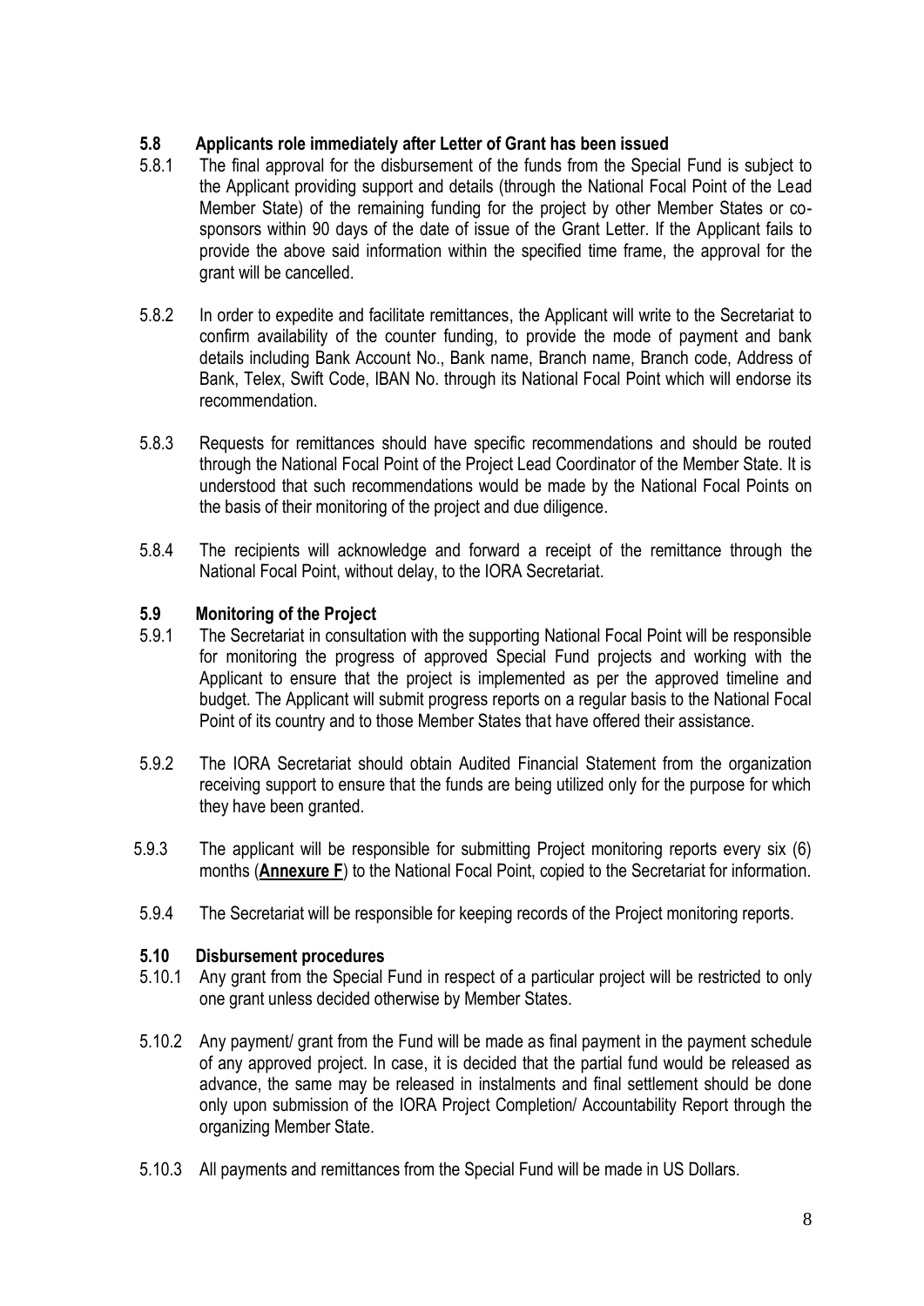### 5.8 Applicants role immediately after Letter of Grant has been issued

5.8.1 The final approval for the disbursement of the funds from the Special Fund is subject to the Applicant providing support and details (through the National Focal Point of the Lead Member State) of the remaining funding for the project by other Member States or co-sponsors within 90 days of the date of issue of the Grant Letter. If the Applicant fails to provide the above said information within the specified time frame, the approval for the grant will be cancelled.

5.8.2 In order to expedite and facilitate remittances, the Applicant will write to the Secretariat to confirm availability of the counter funding, to provide the mode of payment and bank details including Bank Account No., Bank name, Branch name, Branch code, Address of Bank, Telex, Swift Code, IBAN No. through its National Focal Point which will endorse its recommendation.

5.8.3 Requests for remittances should have specific recommendations and should be routed through the National Focal Point of the Project Lead Coordinator of the Member State. It is understood that such recommendations would be made by the National Focal Points on the basis of their monitoring of the project and due diligence.

5.8.4 The recipients will acknowledge and forward a receipt of the remittance through the National Focal Point, without delay, to the IORA Secretariat.

### 5.9 Monitoring of the Project

5.9.1 The Secretariat in consultation with the supporting National Focal Point will be responsible for monitoring the progress of approved Special Fund projects and working with the Applicant to ensure that the project is implemented as per the approved timeline and budget. The Applicant will submit progress reports on a regular basis to the National Focal Point of its country and to those Member States that have offered their assistance.

5.9.2 The IORA Secretariat should obtain Audited Financial Statement from the organization receiving support to ensure that the funds are being utilized only for the purpose for which they have been granted.

5.9.3 The applicant will be responsible for submitting Project monitoring reports every six (6) months (**Annexure F**) to the National Focal Point, copied to the Secretariat for information.

5.9.4 The Secretariat will be responsible for keeping records of the Project monitoring reports.

### 5.10 Disbursement procedures

5.10.1 Any grant from the Special Fund in respect of a particular project will be restricted to only one grant unless decided otherwise by Member States.

5.10.2 Any payment/ grant from the Fund will be made as final payment in the payment schedule of any approved project. In case, it is decided that the partial fund would be released as advance, the same may be released in instalments and final settlement should be done only upon submission of the IORA Project Completion/ Accountability Report through the organizing Member State.

5.10.3 All payments and remittances from the Special Fund will be made in US Dollars.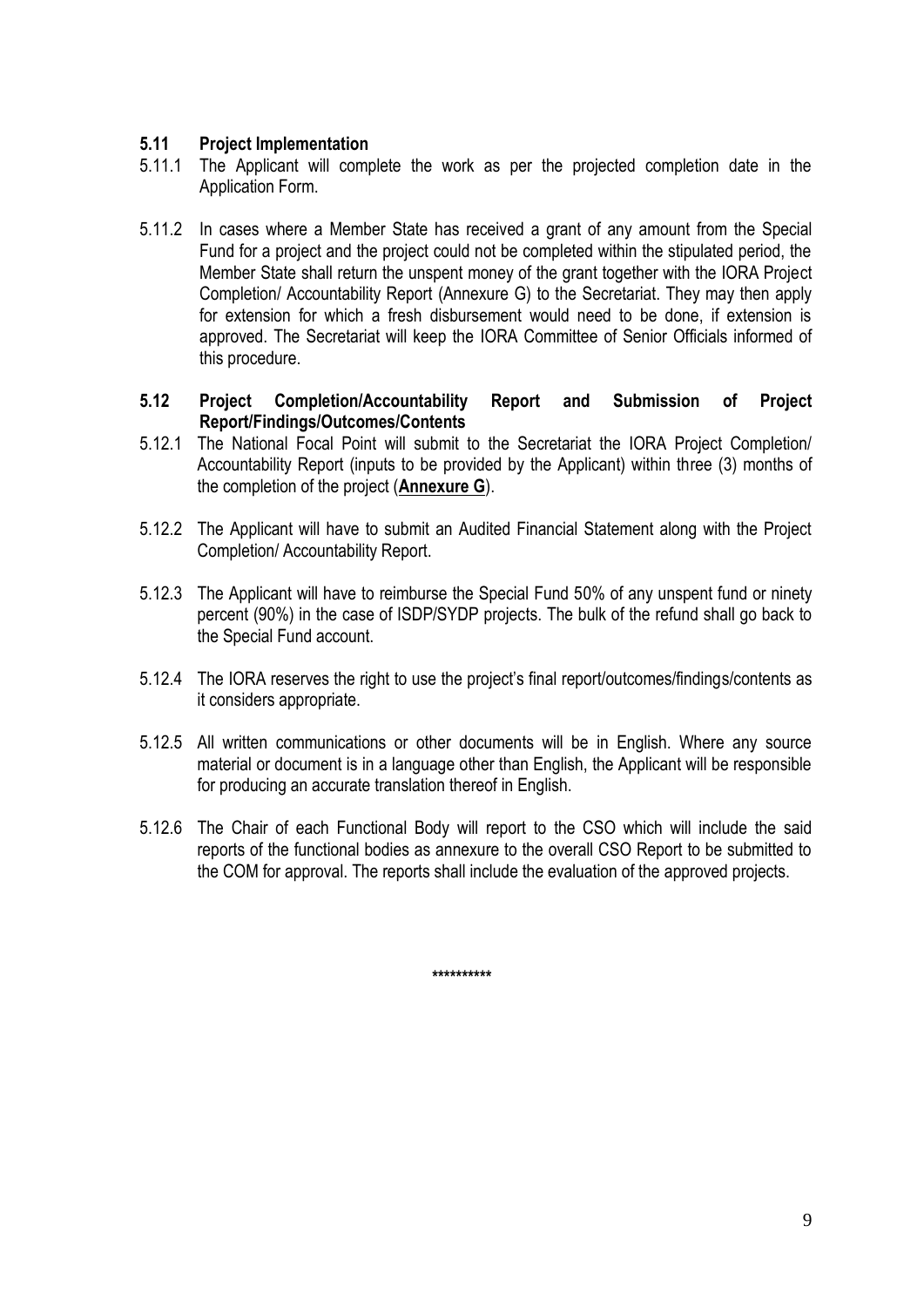### 5.11 Project Implementation

5.11.1 The Applicant will complete the work as per the projected completion date in the Application Form.

5.11.2 In cases where a Member State has received a grant of any amount from the Special Fund for a project and the project could not be completed within the stipulated period, the Member State shall return the unspent money of the grant together with the IORA Project Completion/ Accountability Report (Annexure G) to the Secretariat. They may then apply for extension for which a fresh disbursement would need to be done, if extension is approved. The Secretariat will keep the IORA Committee of Senior Officials informed of this procedure.

### 5.12 Project Completion/Accountability Report and Submission of Project Report/Findings/Outcomes/Contents

5.12.1 The National Focal Point will submit to the Secretariat the IORA Project Completion/ Accountability Report (inputs to be provided by the Applicant) within three (3) months of the completion of the project (**Annexure G**).

5.12.2 The Applicant will have to submit an Audited Financial Statement along with the Project Completion/ Accountability Report.

5.12.3 The Applicant will have to reimburse the Special Fund 50% of any unspent fund or ninety percent (90%) in the case of ISDP/SYDP projects. The bulk of the refund shall go back to the Special Fund account.

5.12.4 The IORA reserves the right to use the project's final report/outcomes/findings/contents as it considers appropriate.

5.12.5 All written communications or other documents will be in English. Where any source material or document is in a language other than English, the Applicant will be responsible for producing an accurate translation thereof in English.

5.12.6 The Chair of each Functional Body will report to the CSO which will include the said reports of the functional bodies as annexure to the overall CSO Report to be submitted to the COM for approval. The reports shall include the evaluation of the approved projects.

**********